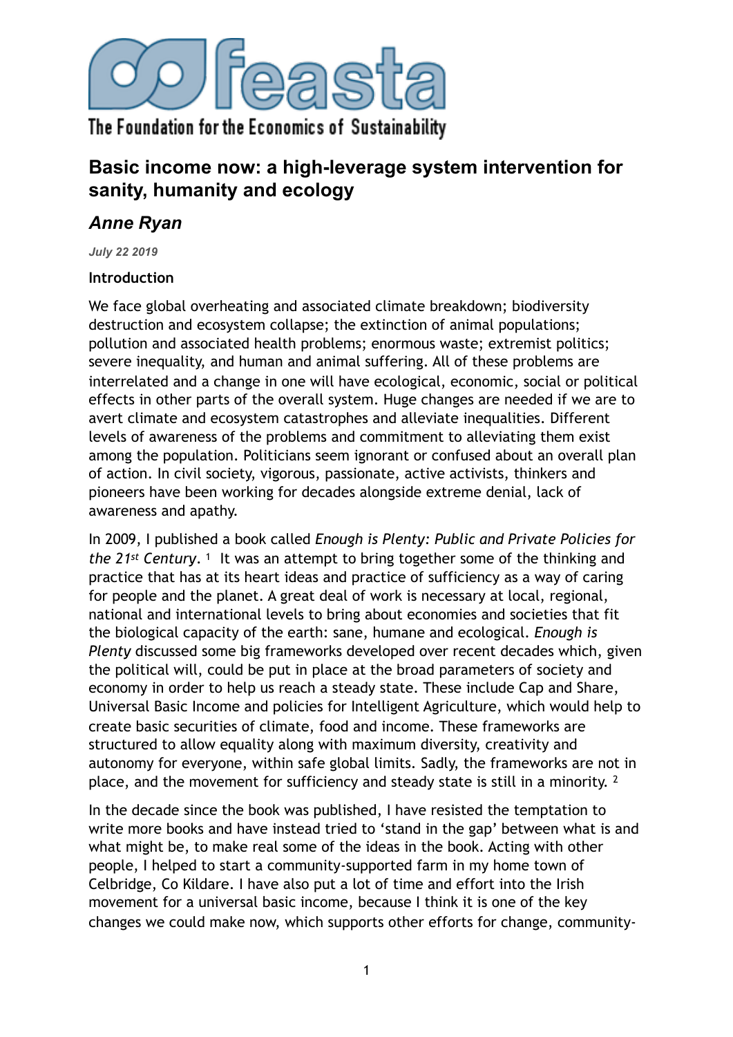Feasta — The Foundation for the Economics of Sustainability

# Basic income now: a high-leverage system intervention for sanity, humanity and ecology

## *Anne Ryan*

***July 22 2019***

**Introduction**

We face global overheating and associated climate breakdown; biodiversity destruction and ecosystem collapse; the extinction of animal populations; pollution and associated health problems; enormous waste; extremist politics; severe inequality, and human and animal suffering. All of these problems are interrelated and a change in one will have ecological, economic, social or political effects in other parts of the overall system. Huge changes are needed if we are to avert climate and ecosystem catastrophes and alleviate inequalities. Different levels of awareness of the problems and commitment to alleviating them exist among the population. Politicians seem ignorant or confused about an overall plan of action. In civil society, vigorous, passionate, active activists, thinkers and pioneers have been working for decades alongside extreme denial, lack of awareness and apathy.

In 2009, I published a book called *Enough is Plenty: Public and Private Policies for the 21st Century*. [1] It was an attempt to bring together some of the thinking and practice that has at its heart ideas and practice of sufficiency as a way of caring for people and the planet. A great deal of work is necessary at local, regional, national and international levels to bring about economies and societies that fit the biological capacity of the earth: sane, humane and ecological. *Enough is Plenty* discussed some big frameworks developed over recent decades which, given the political will, could be put in place at the broad parameters of society and economy in order to help us reach a steady state. These include Cap and Share, Universal Basic Income and policies for Intelligent Agriculture, which would help to create basic securities of climate, food and income. These frameworks are structured to allow equality along with maximum diversity, creativity and autonomy for everyone, within safe global limits. Sadly, the frameworks are not in place, and the movement for sufficiency and steady state is still in a minority. [2]

In the decade since the book was published, I have resisted the temptation to write more books and have instead tried to 'stand in the gap' between what is and what might be, to make real some of the ideas in the book. Acting with other people, I helped to start a community-supported farm in my home town of Celbridge, Co Kildare. I have also put a lot of time and effort into the Irish movement for a universal basic income, because I think it is one of the key changes we could make now, which supports other efforts for change, community-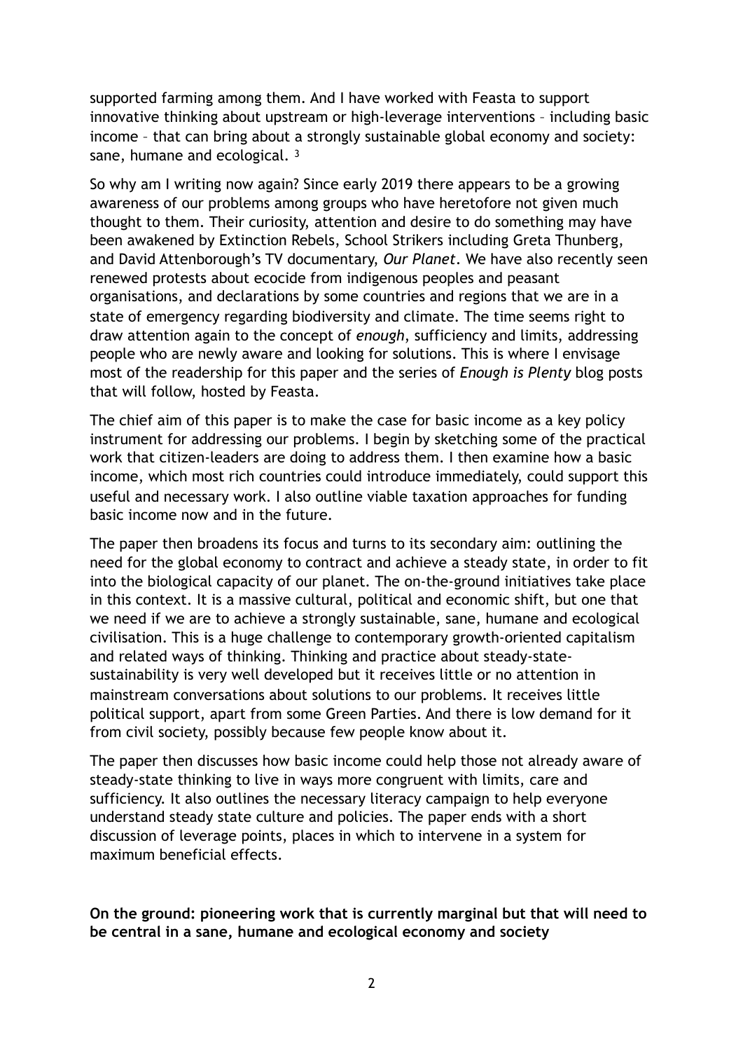supported farming among them. And I have worked with Feasta to support innovative thinking about upstream or high-leverage interventions – including basic income – that can bring about a strongly sustainable global economy and society: sane, humane and ecological. [3]

So why am I writing now again? Since early 2019 there appears to be a growing awareness of our problems among groups who have heretofore not given much thought to them. Their curiosity, attention and desire to do something may have been awakened by Extinction Rebels, School Strikers including Greta Thunberg, and David Attenborough's TV documentary, *Our Planet*. We have also recently seen renewed protests about ecocide from indigenous peoples and peasant organisations, and declarations by some countries and regions that we are in a state of emergency regarding biodiversity and climate. The time seems right to draw attention again to the concept of *enough*, sufficiency and limits, addressing people who are newly aware and looking for solutions. This is where I envisage most of the readership for this paper and the series of *Enough is Plenty* blog posts that will follow, hosted by Feasta.

The chief aim of this paper is to make the case for basic income as a key policy instrument for addressing our problems. I begin by sketching some of the practical work that citizen-leaders are doing to address them. I then examine how a basic income, which most rich countries could introduce immediately, could support this useful and necessary work. I also outline viable taxation approaches for funding basic income now and in the future.

The paper then broadens its focus and turns to its secondary aim: outlining the need for the global economy to contract and achieve a steady state, in order to fit into the biological capacity of our planet. The on-the-ground initiatives take place in this context. It is a massive cultural, political and economic shift, but one that we need if we are to achieve a strongly sustainable, sane, humane and ecological civilisation. This is a huge challenge to contemporary growth-oriented capitalism and related ways of thinking. Thinking and practice about steady-state-sustainability is very well developed but it receives little or no attention in mainstream conversations about solutions to our problems. It receives little political support, apart from some Green Parties. And there is low demand for it from civil society, possibly because few people know about it.

The paper then discusses how basic income could help those not already aware of steady-state thinking to live in ways more congruent with limits, care and sufficiency. It also outlines the necessary literacy campaign to help everyone understand steady state culture and policies. The paper ends with a short discussion of leverage points, places in which to intervene in a system for maximum beneficial effects.

**On the ground: pioneering work that is currently marginal but that will need to be central in a sane, humane and ecological economy and society**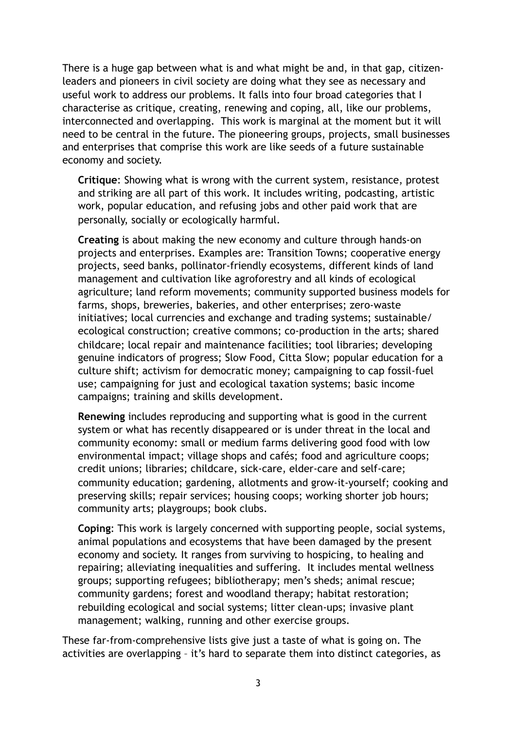There is a huge gap between what is and what might be and, in that gap, citizen-leaders and pioneers in civil society are doing what they see as necessary and useful work to address our problems. It falls into four broad categories that I characterise as critique, creating, renewing and coping, all, like our problems, interconnected and overlapping. This work is marginal at the moment but it will need to be central in the future. The pioneering groups, projects, small businesses and enterprises that comprise this work are like seeds of a future sustainable economy and society.

**Critique**: Showing what is wrong with the current system, resistance, protest and striking are all part of this work. It includes writing, podcasting, artistic work, popular education, and refusing jobs and other paid work that are personally, socially or ecologically harmful.

**Creating** is about making the new economy and culture through hands-on projects and enterprises. Examples are: Transition Towns; cooperative energy projects, seed banks, pollinator-friendly ecosystems, different kinds of land management and cultivation like agroforestry and all kinds of ecological agriculture; land reform movements; community supported business models for farms, shops, breweries, bakeries, and other enterprises; zero-waste initiatives; local currencies and exchange and trading systems; sustainable/ecological construction; creative commons; co-production in the arts; shared childcare; local repair and maintenance facilities; tool libraries; developing genuine indicators of progress; Slow Food, Citta Slow; popular education for a culture shift; activism for democratic money; campaigning to cap fossil-fuel use; campaigning for just and ecological taxation systems; basic income campaigns; training and skills development.

**Renewing** includes reproducing and supporting what is good in the current system or what has recently disappeared or is under threat in the local and community economy: small or medium farms delivering good food with low environmental impact; village shops and cafés; food and agriculture coops; credit unions; libraries; childcare, sick-care, elder-care and self-care; community education; gardening, allotments and grow-it-yourself; cooking and preserving skills; repair services; housing coops; working shorter job hours; community arts; playgroups; book clubs.

**Coping**: This work is largely concerned with supporting people, social systems, animal populations and ecosystems that have been damaged by the present economy and society. It ranges from surviving to hospicing, to healing and repairing; alleviating inequalities and suffering. It includes mental wellness groups; supporting refugees; bibliotherapy; men's sheds; animal rescue; community gardens; forest and woodland therapy; habitat restoration; rebuilding ecological and social systems; litter clean-ups; invasive plant management; walking, running and other exercise groups.

These far-from-comprehensive lists give just a taste of what is going on. The activities are overlapping – it's hard to separate them into distinct categories, as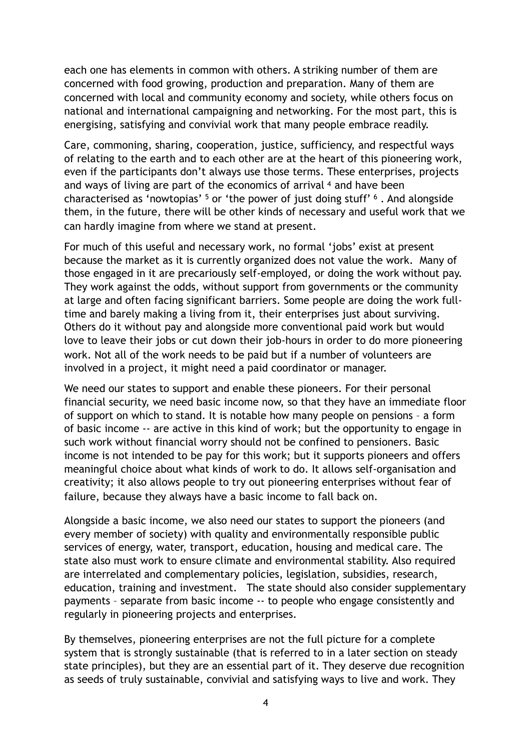each one has elements in common with others. A striking number of them are concerned with food growing, production and preparation. Many of them are concerned with local and community economy and society, while others focus on national and international campaigning and networking. For the most part, this is energising, satisfying and convivial work that many people embrace readily.

Care, commoning, sharing, cooperation, justice, sufficiency, and respectful ways of relating to the earth and to each other are at the heart of this pioneering work, even if the participants don't always use those terms. These enterprises, projects and ways of living are part of the economics of arrival [4] and have been characterised as 'nowtopias' [5] or 'the power of just doing stuff' [6]. And alongside them, in the future, there will be other kinds of necessary and useful work that we can hardly imagine from where we stand at present.

For much of this useful and necessary work, no formal 'jobs' exist at present because the market as it is currently organized does not value the work. Many of those engaged in it are precariously self-employed, or doing the work without pay. They work against the odds, without support from governments or the community at large and often facing significant barriers. Some people are doing the work full-time and barely making a living from it, their enterprises just about surviving. Others do it without pay and alongside more conventional paid work but would love to leave their jobs or cut down their job-hours in order to do more pioneering work. Not all of the work needs to be paid but if a number of volunteers are involved in a project, it might need a paid coordinator or manager.

We need our states to support and enable these pioneers. For their personal financial security, we need basic income now, so that they have an immediate floor of support on which to stand. It is notable how many people on pensions – a form of basic income -- are active in this kind of work; but the opportunity to engage in such work without financial worry should not be confined to pensioners. Basic income is not intended to be pay for this work; but it supports pioneers and offers meaningful choice about what kinds of work to do. It allows self-organisation and creativity; it also allows people to try out pioneering enterprises without fear of failure, because they always have a basic income to fall back on.

Alongside a basic income, we also need our states to support the pioneers (and every member of society) with quality and environmentally responsible public services of energy, water, transport, education, housing and medical care. The state also must work to ensure climate and environmental stability. Also required are interrelated and complementary policies, legislation, subsidies, research, education, training and investment. The state should also consider supplementary payments – separate from basic income -- to people who engage consistently and regularly in pioneering projects and enterprises.

By themselves, pioneering enterprises are not the full picture for a complete system that is strongly sustainable (that is referred to in a later section on steady state principles), but they are an essential part of it. They deserve due recognition as seeds of truly sustainable, convivial and satisfying ways to live and work. They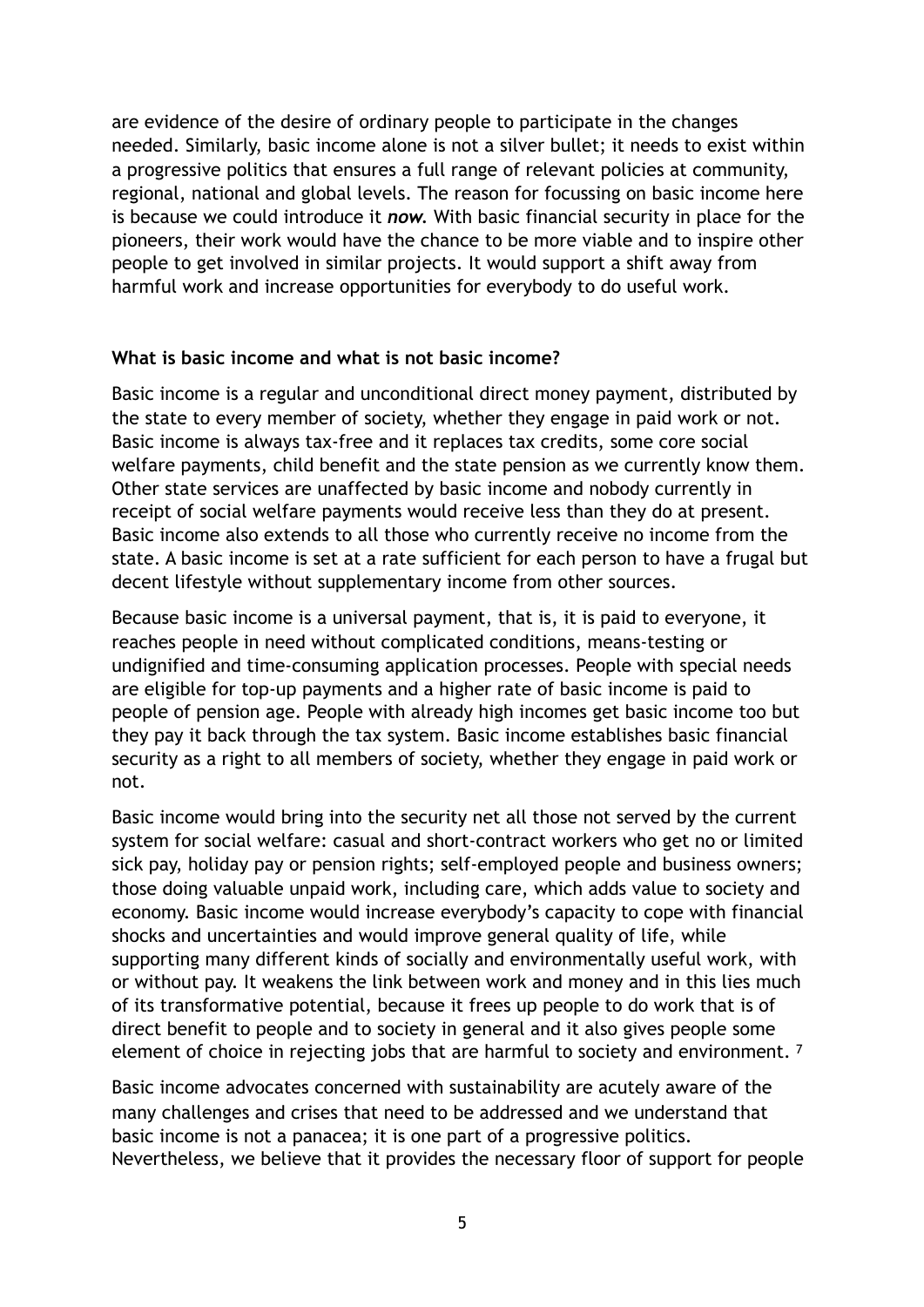are evidence of the desire of ordinary people to participate in the changes needed. Similarly, basic income alone is not a silver bullet; it needs to exist within a progressive politics that ensures a full range of relevant policies at community, regional, national and global levels. The reason for focussing on basic income here is because we could introduce it ***now***. With basic financial security in place for the pioneers, their work would have the chance to be more viable and to inspire other people to get involved in similar projects. It would support a shift away from harmful work and increase opportunities for everybody to do useful work.

**What is basic income and what is not basic income?**

Basic income is a regular and unconditional direct money payment, distributed by the state to every member of society, whether they engage in paid work or not. Basic income is always tax-free and it replaces tax credits, some core social welfare payments, child benefit and the state pension as we currently know them. Other state services are unaffected by basic income and nobody currently in receipt of social welfare payments would receive less than they do at present. Basic income also extends to all those who currently receive no income from the state. A basic income is set at a rate sufficient for each person to have a frugal but decent lifestyle without supplementary income from other sources.

Because basic income is a universal payment, that is, it is paid to everyone, it reaches people in need without complicated conditions, means-testing or undignified and time-consuming application processes. People with special needs are eligible for top-up payments and a higher rate of basic income is paid to people of pension age. People with already high incomes get basic income too but they pay it back through the tax system. Basic income establishes basic financial security as a right to all members of society, whether they engage in paid work or not.

Basic income would bring into the security net all those not served by the current system for social welfare: casual and short-contract workers who get no or limited sick pay, holiday pay or pension rights; self-employed people and business owners; those doing valuable unpaid work, including care, which adds value to society and economy. Basic income would increase everybody's capacity to cope with financial shocks and uncertainties and would improve general quality of life, while supporting many different kinds of socially and environmentally useful work, with or without pay. It weakens the link between work and money and in this lies much of its transformative potential, because it frees up people to do work that is of direct benefit to people and to society in general and it also gives people some element of choice in rejecting jobs that are harmful to society and environment. [7]

Basic income advocates concerned with sustainability are acutely aware of the many challenges and crises that need to be addressed and we understand that basic income is not a panacea; it is one part of a progressive politics. Nevertheless, we believe that it provides the necessary floor of support for people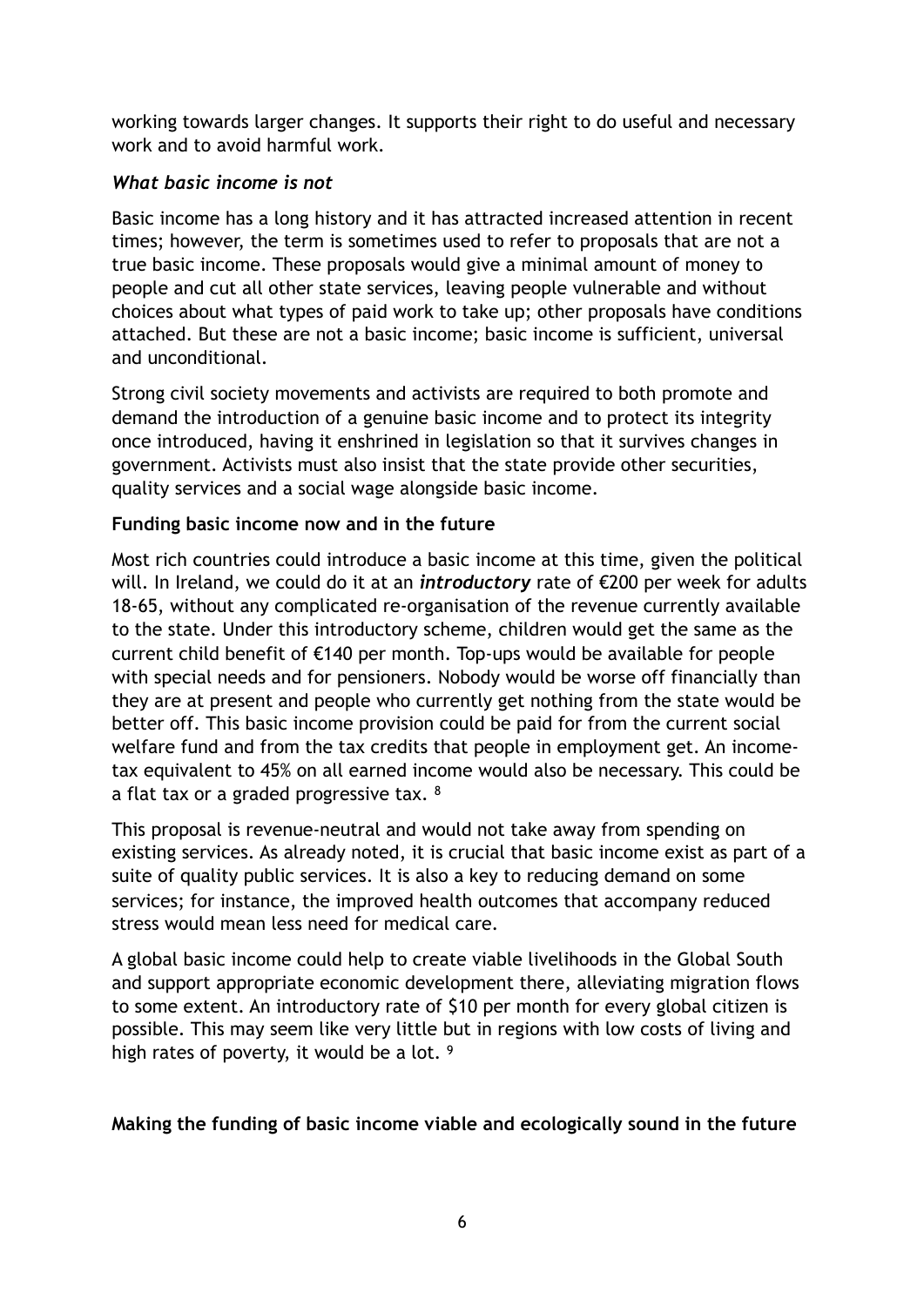working towards larger changes. It supports their right to do useful and necessary work and to avoid harmful work.

### *What basic income is not*

Basic income has a long history and it has attracted increased attention in recent times; however, the term is sometimes used to refer to proposals that are not a true basic income. These proposals would give a minimal amount of money to people and cut all other state services, leaving people vulnerable and without choices about what types of paid work to take up; other proposals have conditions attached. But these are not a basic income; basic income is sufficient, universal and unconditional.

Strong civil society movements and activists are required to both promote and demand the introduction of a genuine basic income and to protect its integrity once introduced, having it enshrined in legislation so that it survives changes in government. Activists must also insist that the state provide other securities, quality services and a social wage alongside basic income.

## Funding basic income now and in the future

Most rich countries could introduce a basic income at this time, given the political will. In Ireland, we could do it at an ***introductory*** rate of €200 per week for adults 18-65, without any complicated re-organisation of the revenue currently available to the state. Under this introductory scheme, children would get the same as the current child benefit of €140 per month. Top-ups would be available for people with special needs and for pensioners. Nobody would be worse off financially than they are at present and people who currently get nothing from the state would be better off. This basic income provision could be paid for from the current social welfare fund and from the tax credits that people in employment get. An income-tax equivalent to 45% on all earned income would also be necessary. This could be a flat tax or a graded progressive tax. [8]

This proposal is revenue-neutral and would not take away from spending on existing services. As already noted, it is crucial that basic income exist as part of a suite of quality public services. It is also a key to reducing demand on some services; for instance, the improved health outcomes that accompany reduced stress would mean less need for medical care.

A global basic income could help to create viable livelihoods in the Global South and support appropriate economic development there, alleviating migration flows to some extent. An introductory rate of $10 per month for every global citizen is possible. This may seem like very little but in regions with low costs of living and high rates of poverty, it would be a lot. [9]

## Making the funding of basic income viable and ecologically sound in the future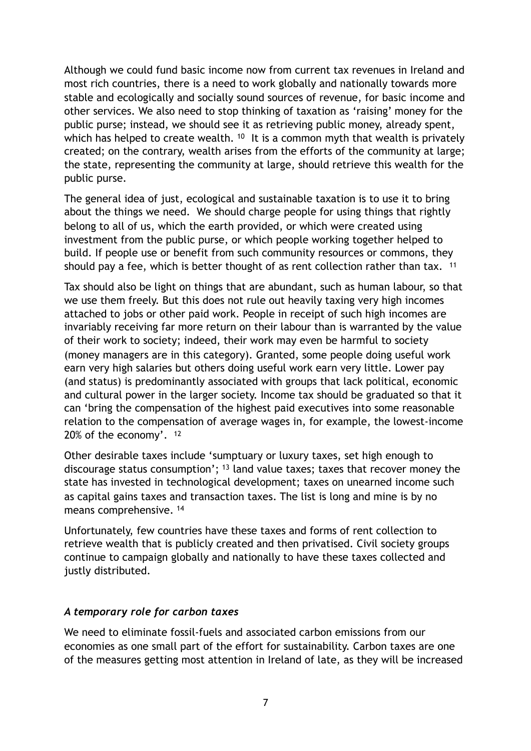Although we could fund basic income now from current tax revenues in Ireland and most rich countries, there is a need to work globally and nationally towards more stable and ecologically and socially sound sources of revenue, for basic income and other services. We also need to stop thinking of taxation as 'raising' money for the public purse; instead, we should see it as retrieving public money, already spent, which has helped to create wealth. [10] It is a common myth that wealth is privately created; on the contrary, wealth arises from the efforts of the community at large; the state, representing the community at large, should retrieve this wealth for the public purse.

The general idea of just, ecological and sustainable taxation is to use it to bring about the things we need. We should charge people for using things that rightly belong to all of us, which the earth provided, or which were created using investment from the public purse, or which people working together helped to build. If people use or benefit from such community resources or commons, they should pay a fee, which is better thought of as rent collection rather than tax. [11]

Tax should also be light on things that are abundant, such as human labour, so that we use them freely. But this does not rule out heavily taxing very high incomes attached to jobs or other paid work. People in receipt of such high incomes are invariably receiving far more return on their labour than is warranted by the value of their work to society; indeed, their work may even be harmful to society (money managers are in this category). Granted, some people doing useful work earn very high salaries but others doing useful work earn very little. Lower pay (and status) is predominantly associated with groups that lack political, economic and cultural power in the larger society. Income tax should be graduated so that it can 'bring the compensation of the highest paid executives into some reasonable relation to the compensation of average wages in, for example, the lowest-income 20% of the economy'. [12]

Other desirable taxes include 'sumptuary or luxury taxes, set high enough to discourage status consumption'; [13] land value taxes; taxes that recover money the state has invested in technological development; taxes on unearned income such as capital gains taxes and transaction taxes. The list is long and mine is by no means comprehensive. [14]

Unfortunately, few countries have these taxes and forms of rent collection to retrieve wealth that is publicly created and then privatised. Civil society groups continue to campaign globally and nationally to have these taxes collected and justly distributed.

### *A temporary role for carbon taxes*

We need to eliminate fossil-fuels and associated carbon emissions from our economies as one small part of the effort for sustainability. Carbon taxes are one of the measures getting most attention in Ireland of late, as they will be increased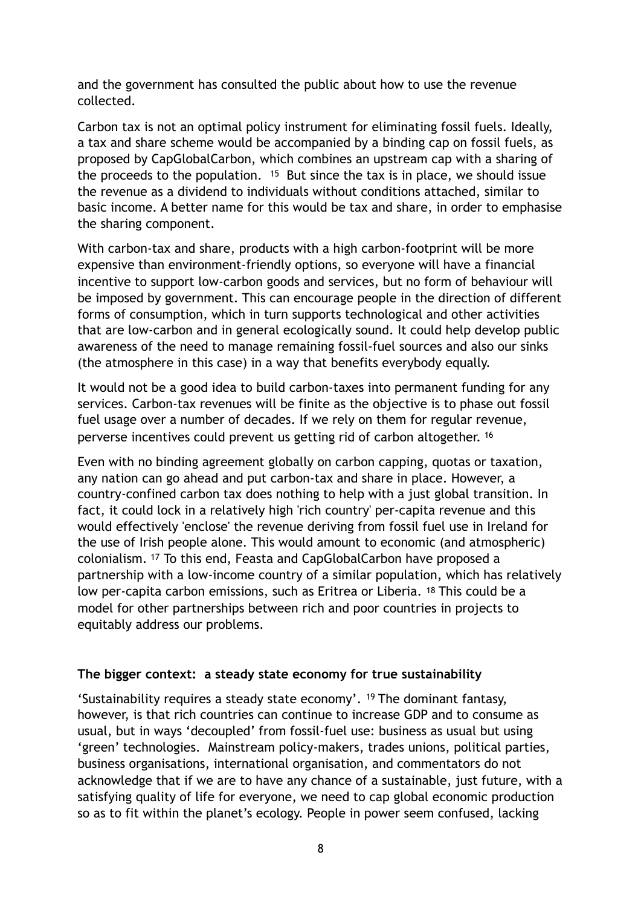and the government has consulted the public about how to use the revenue collected.

Carbon tax is not an optimal policy instrument for eliminating fossil fuels. Ideally, a tax and share scheme would be accompanied by a binding cap on fossil fuels, as proposed by CapGlobalCarbon, which combines an upstream cap with a sharing of the proceeds to the population. [15] But since the tax is in place, we should issue the revenue as a dividend to individuals without conditions attached, similar to basic income. A better name for this would be tax and share, in order to emphasise the sharing component.

With carbon-tax and share, products with a high carbon-footprint will be more expensive than environment-friendly options, so everyone will have a financial incentive to support low-carbon goods and services, but no form of behaviour will be imposed by government. This can encourage people in the direction of different forms of consumption, which in turn supports technological and other activities that are low-carbon and in general ecologically sound. It could help develop public awareness of the need to manage remaining fossil-fuel sources and also our sinks (the atmosphere in this case) in a way that benefits everybody equally.

It would not be a good idea to build carbon-taxes into permanent funding for any services. Carbon-tax revenues will be finite as the objective is to phase out fossil fuel usage over a number of decades. If we rely on them for regular revenue, perverse incentives could prevent us getting rid of carbon altogether. [16]

Even with no binding agreement globally on carbon capping, quotas or taxation, any nation can go ahead and put carbon-tax and share in place. However, a country-confined carbon tax does nothing to help with a just global transition. In fact, it could lock in a relatively high 'rich country' per-capita revenue and this would effectively 'enclose' the revenue deriving from fossil fuel use in Ireland for the use of Irish people alone. This would amount to economic (and atmospheric) colonialism. [17] To this end, Feasta and CapGlobalCarbon have proposed a partnership with a low-income country of a similar population, which has relatively low per-capita carbon emissions, such as Eritrea or Liberia. [18] This could be a model for other partnerships between rich and poor countries in projects to equitably address our problems.

**The bigger context: a steady state economy for true sustainability**

'Sustainability requires a steady state economy'. [19] The dominant fantasy, however, is that rich countries can continue to increase GDP and to consume as usual, but in ways 'decoupled' from fossil-fuel use: business as usual but using 'green' technologies. Mainstream policy-makers, trades unions, political parties, business organisations, international organisation, and commentators do not acknowledge that if we are to have any chance of a sustainable, just future, with a satisfying quality of life for everyone, we need to cap global economic production so as to fit within the planet's ecology. People in power seem confused, lacking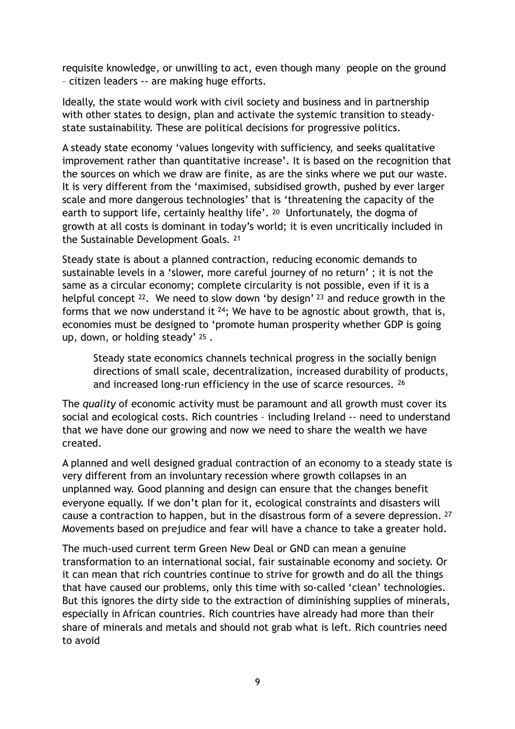requisite knowledge, or unwilling to act, even though many people on the ground – citizen leaders -- are making huge efforts.

Ideally, the state would work with civil society and business and in partnership with other states to design, plan and activate the systemic transition to steady-state sustainability. These are political decisions for progressive politics.

A steady state economy 'values longevity with sufficiency, and seeks qualitative improvement rather than quantitative increase'. It is based on the recognition that the sources on which we draw are finite, as are the sinks where we put our waste. It is very different from the 'maximised, subsidised growth, pushed by ever larger scale and more dangerous technologies' that is 'threatening the capacity of the earth to support life, certainly healthy life'. [20] Unfortunately, the dogma of growth at all costs is dominant in today's world; it is even uncritically included in the Sustainable Development Goals. [21]

Steady state is about a planned contraction, reducing economic demands to sustainable levels in a 'slower, more careful journey of no return' ; it is not the same as a circular economy; complete circularity is not possible, even if it is a helpful concept [22]. We need to slow down 'by design' [23] and reduce growth in the forms that we now understand it [24]; We have to be agnostic about growth, that is, economies must be designed to 'promote human prosperity whether GDP is going up, down, or holding steady' [25] .

> Steady state economics channels technical progress in the socially benign directions of small scale, decentralization, increased durability of products, and increased long-run efficiency in the use of scarce resources. [26]

The *quality* of economic activity must be paramount and all growth must cover its social and ecological costs. Rich countries – including Ireland -- need to understand that we have done our growing and now we need to share the wealth we have created.

A planned and well designed gradual contraction of an economy to a steady state is very different from an involuntary recession where growth collapses in an unplanned way. Good planning and design can ensure that the changes benefit everyone equally. If we don't plan for it, ecological constraints and disasters will cause a contraction to happen, but in the disastrous form of a severe depression. [27] Movements based on prejudice and fear will have a chance to take a greater hold.

The much-used current term Green New Deal or GND can mean a genuine transformation to an international social, fair sustainable economy and society. Or it can mean that rich countries continue to strive for growth and do all the things that have caused our problems, only this time with so-called 'clean' technologies. But this ignores the dirty side to the extraction of diminishing supplies of minerals, especially in African countries. Rich countries have already had more than their share of minerals and metals and should not grab what is left. Rich countries need to avoid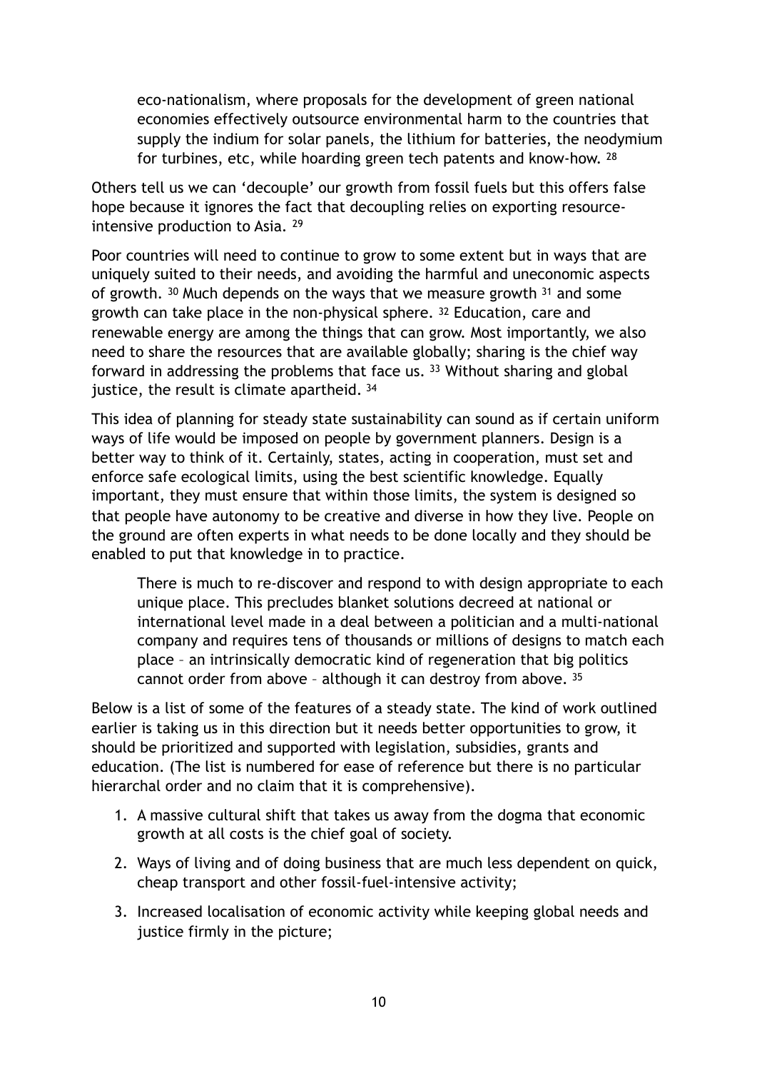> eco-nationalism, where proposals for the development of green national economies effectively outsource environmental harm to the countries that supply the indium for solar panels, the lithium for batteries, the neodymium for turbines, etc, while hoarding green tech patents and know-how. [28]

Others tell us we can 'decouple' our growth from fossil fuels but this offers false hope because it ignores the fact that decoupling relies on exporting resource-intensive production to Asia. [29]

Poor countries will need to continue to grow to some extent but in ways that are uniquely suited to their needs, and avoiding the harmful and uneconomic aspects of growth. [30] Much depends on the ways that we measure growth [31] and some growth can take place in the non-physical sphere. [32] Education, care and renewable energy are among the things that can grow. Most importantly, we also need to share the resources that are available globally; sharing is the chief way forward in addressing the problems that face us. [33] Without sharing and global justice, the result is climate apartheid. [34]

This idea of planning for steady state sustainability can sound as if certain uniform ways of life would be imposed on people by government planners. Design is a better way to think of it. Certainly, states, acting in cooperation, must set and enforce safe ecological limits, using the best scientific knowledge. Equally important, they must ensure that within those limits, the system is designed so that people have autonomy to be creative and diverse in how they live. People on the ground are often experts in what needs to be done locally and they should be enabled to put that knowledge in to practice.

> There is much to re-discover and respond to with design appropriate to each unique place. This precludes blanket solutions decreed at national or international level made in a deal between a politician and a multi-national company and requires tens of thousands or millions of designs to match each place – an intrinsically democratic kind of regeneration that big politics cannot order from above – although it can destroy from above. [35]

Below is a list of some of the features of a steady state. The kind of work outlined earlier is taking us in this direction but it needs better opportunities to grow, it should be prioritized and supported with legislation, subsidies, grants and education. (The list is numbered for ease of reference but there is no particular hierarchal order and no claim that it is comprehensive).

1. A massive cultural shift that takes us away from the dogma that economic growth at all costs is the chief goal of society.
2. Ways of living and of doing business that are much less dependent on quick, cheap transport and other fossil-fuel-intensive activity;
3. Increased localisation of economic activity while keeping global needs and justice firmly in the picture;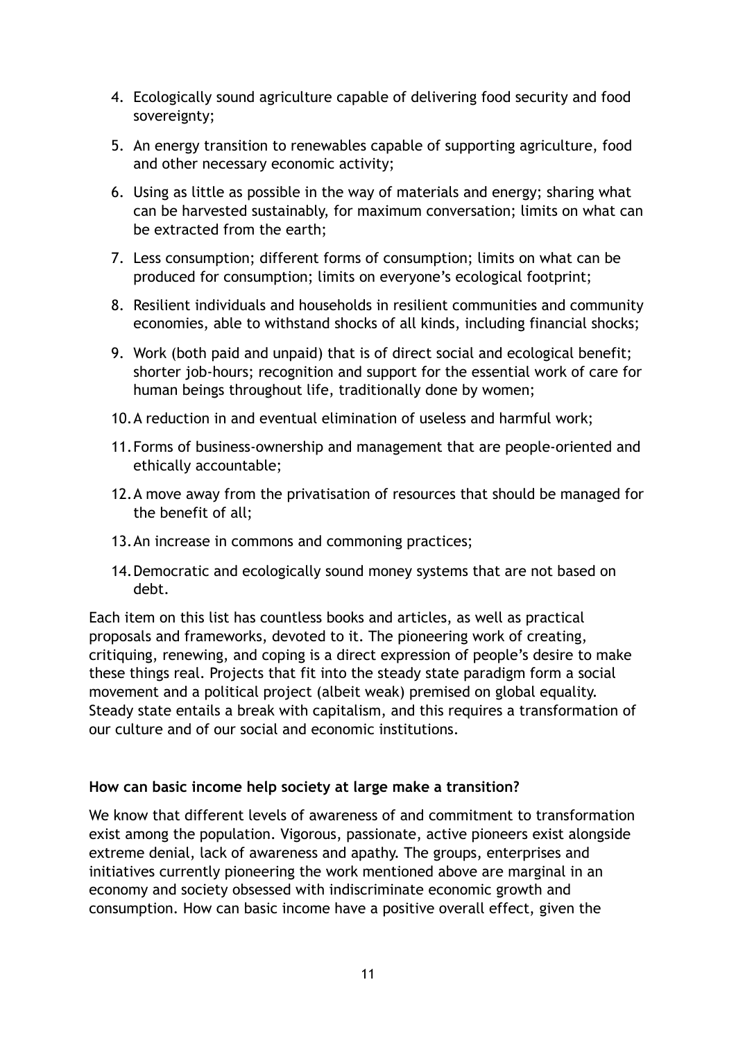4. Ecologically sound agriculture capable of delivering food security and food sovereignty;
5. An energy transition to renewables capable of supporting agriculture, food and other necessary economic activity;
6. Using as little as possible in the way of materials and energy; sharing what can be harvested sustainably, for maximum conversation; limits on what can be extracted from the earth;
7. Less consumption; different forms of consumption; limits on what can be produced for consumption; limits on everyone's ecological footprint;
8. Resilient individuals and households in resilient communities and community economies, able to withstand shocks of all kinds, including financial shocks;
9. Work (both paid and unpaid) that is of direct social and ecological benefit; shorter job-hours; recognition and support for the essential work of care for human beings throughout life, traditionally done by women;
10. A reduction in and eventual elimination of useless and harmful work;
11. Forms of business-ownership and management that are people-oriented and ethically accountable;
12. A move away from the privatisation of resources that should be managed for the benefit of all;
13. An increase in commons and commoning practices;
14. Democratic and ecologically sound money systems that are not based on debt.

Each item on this list has countless books and articles, as well as practical proposals and frameworks, devoted to it. The pioneering work of creating, critiquing, renewing, and coping is a direct expression of people's desire to make these things real. Projects that fit into the steady state paradigm form a social movement and a political project (albeit weak) premised on global equality. Steady state entails a break with capitalism, and this requires a transformation of our culture and of our social and economic institutions.

**How can basic income help society at large make a transition?**

We know that different levels of awareness of and commitment to transformation exist among the population. Vigorous, passionate, active pioneers exist alongside extreme denial, lack of awareness and apathy. The groups, enterprises and initiatives currently pioneering the work mentioned above are marginal in an economy and society obsessed with indiscriminate economic growth and consumption. How can basic income have a positive overall effect, given the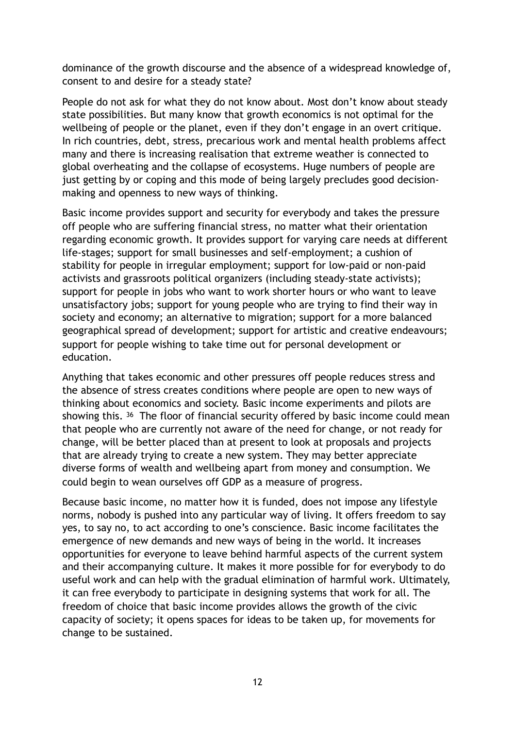dominance of the growth discourse and the absence of a widespread knowledge of, consent to and desire for a steady state?

People do not ask for what they do not know about. Most don't know about steady state possibilities. But many know that growth economics is not optimal for the wellbeing of people or the planet, even if they don't engage in an overt critique. In rich countries, debt, stress, precarious work and mental health problems affect many and there is increasing realisation that extreme weather is connected to global overheating and the collapse of ecosystems. Huge numbers of people are just getting by or coping and this mode of being largely precludes good decision-making and openness to new ways of thinking.

Basic income provides support and security for everybody and takes the pressure off people who are suffering financial stress, no matter what their orientation regarding economic growth. It provides support for varying care needs at different life-stages; support for small businesses and self-employment; a cushion of stability for people in irregular employment; support for low-paid or non-paid activists and grassroots political organizers (including steady-state activists); support for people in jobs who want to work shorter hours or who want to leave unsatisfactory jobs; support for young people who are trying to find their way in society and economy; an alternative to migration; support for a more balanced geographical spread of development; support for artistic and creative endeavours; support for people wishing to take time out for personal development or education.

Anything that takes economic and other pressures off people reduces stress and the absence of stress creates conditions where people are open to new ways of thinking about economics and society. Basic income experiments and pilots are showing this. [36] The floor of financial security offered by basic income could mean that people who are currently not aware of the need for change, or not ready for change, will be better placed than at present to look at proposals and projects that are already trying to create a new system. They may better appreciate diverse forms of wealth and wellbeing apart from money and consumption. We could begin to wean ourselves off GDP as a measure of progress.

Because basic income, no matter how it is funded, does not impose any lifestyle norms, nobody is pushed into any particular way of living. It offers freedom to say yes, to say no, to act according to one's conscience. Basic income facilitates the emergence of new demands and new ways of being in the world. It increases opportunities for everyone to leave behind harmful aspects of the current system and their accompanying culture. It makes it more possible for for everybody to do useful work and can help with the gradual elimination of harmful work. Ultimately, it can free everybody to participate in designing systems that work for all. The freedom of choice that basic income provides allows the growth of the civic capacity of society; it opens spaces for ideas to be taken up, for movements for change to be sustained.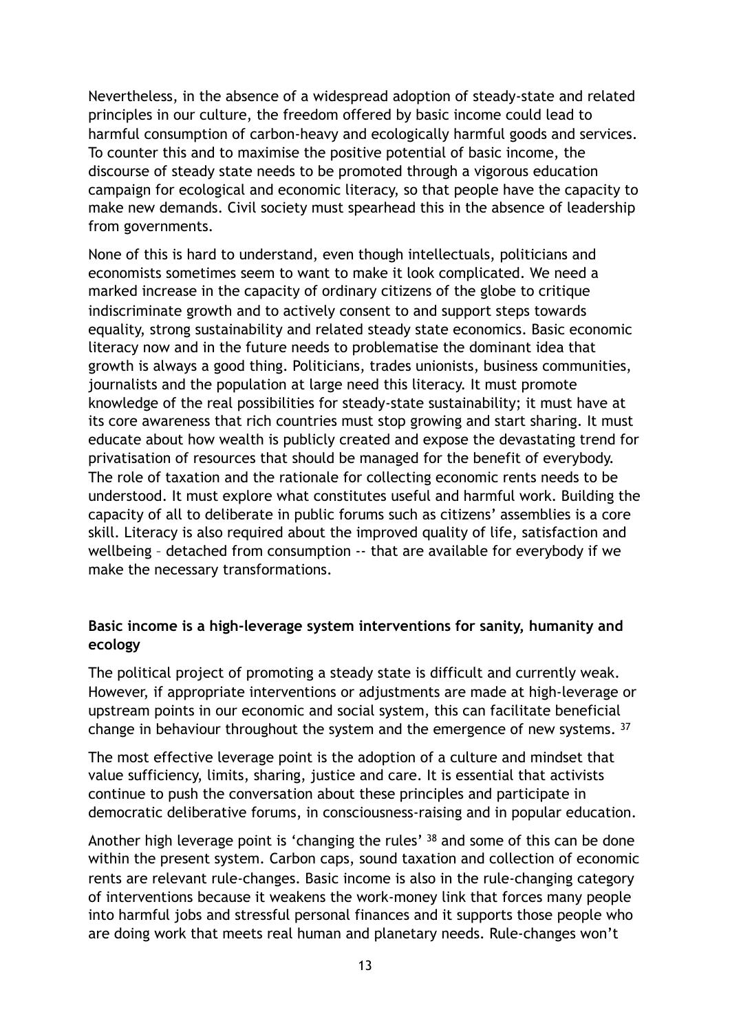Nevertheless, in the absence of a widespread adoption of steady-state and related principles in our culture, the freedom offered by basic income could lead to harmful consumption of carbon-heavy and ecologically harmful goods and services. To counter this and to maximise the positive potential of basic income, the discourse of steady state needs to be promoted through a vigorous education campaign for ecological and economic literacy, so that people have the capacity to make new demands. Civil society must spearhead this in the absence of leadership from governments.

None of this is hard to understand, even though intellectuals, politicians and economists sometimes seem to want to make it look complicated. We need a marked increase in the capacity of ordinary citizens of the globe to critique indiscriminate growth and to actively consent to and support steps towards equality, strong sustainability and related steady state economics. Basic economic literacy now and in the future needs to problematise the dominant idea that growth is always a good thing. Politicians, trades unionists, business communities, journalists and the population at large need this literacy. It must promote knowledge of the real possibilities for steady-state sustainability; it must have at its core awareness that rich countries must stop growing and start sharing. It must educate about how wealth is publicly created and expose the devastating trend for privatisation of resources that should be managed for the benefit of everybody. The role of taxation and the rationale for collecting economic rents needs to be understood. It must explore what constitutes useful and harmful work. Building the capacity of all to deliberate in public forums such as citizens' assemblies is a core skill. Literacy is also required about the improved quality of life, satisfaction and wellbeing – detached from consumption -- that are available for everybody if we make the necessary transformations.

**Basic income is a high-leverage system interventions for sanity, humanity and ecology**

The political project of promoting a steady state is difficult and currently weak. However, if appropriate interventions or adjustments are made at high-leverage or upstream points in our economic and social system, this can facilitate beneficial change in behaviour throughout the system and the emergence of new systems. [37]

The most effective leverage point is the adoption of a culture and mindset that value sufficiency, limits, sharing, justice and care. It is essential that activists continue to push the conversation about these principles and participate in democratic deliberative forums, in consciousness-raising and in popular education.

Another high leverage point is 'changing the rules' [38] and some of this can be done within the present system. Carbon caps, sound taxation and collection of economic rents are relevant rule-changes. Basic income is also in the rule-changing category of interventions because it weakens the work-money link that forces many people into harmful jobs and stressful personal finances and it supports those people who are doing work that meets real human and planetary needs. Rule-changes won't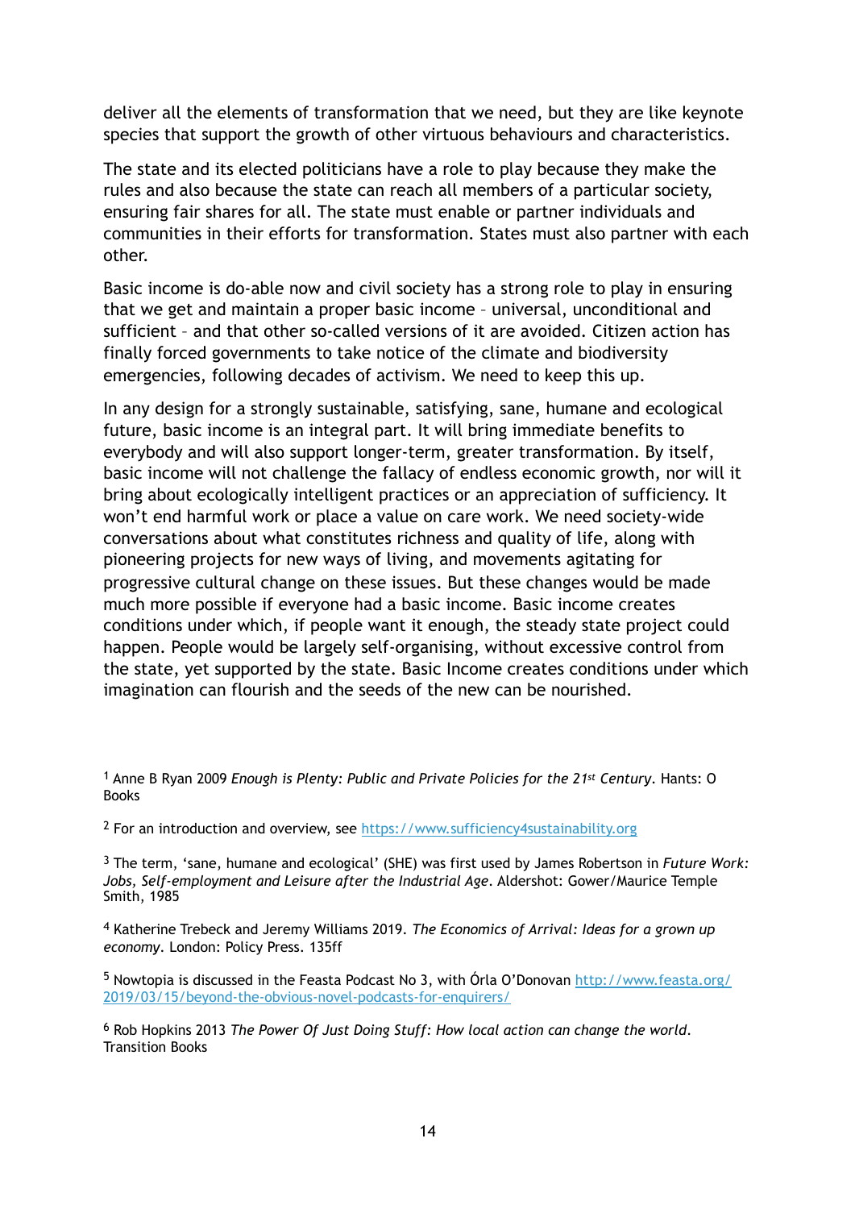deliver all the elements of transformation that we need, but they are like keynote species that support the growth of other virtuous behaviours and characteristics.

The state and its elected politicians have a role to play because they make the rules and also because the state can reach all members of a particular society, ensuring fair shares for all. The state must enable or partner individuals and communities in their efforts for transformation. States must also partner with each other.

Basic income is do-able now and civil society has a strong role to play in ensuring that we get and maintain a proper basic income – universal, unconditional and sufficient – and that other so-called versions of it are avoided. Citizen action has finally forced governments to take notice of the climate and biodiversity emergencies, following decades of activism. We need to keep this up.

In any design for a strongly sustainable, satisfying, sane, humane and ecological future, basic income is an integral part. It will bring immediate benefits to everybody and will also support longer-term, greater transformation. By itself, basic income will not challenge the fallacy of endless economic growth, nor will it bring about ecologically intelligent practices or an appreciation of sufficiency. It won't end harmful work or place a value on care work. We need society-wide conversations about what constitutes richness and quality of life, along with pioneering projects for new ways of living, and movements agitating for progressive cultural change on these issues. But these changes would be made much more possible if everyone had a basic income. Basic income creates conditions under which, if people want it enough, the steady state project could happen. People would be largely self-organising, without excessive control from the state, yet supported by the state. Basic Income creates conditions under which imagination can flourish and the seeds of the new can be nourished.

---

[1] Anne B Ryan 2009 *Enough is Plenty: Public and Private Policies for the 21st Century*. Hants: O Books

[2] For an introduction and overview, see https://www.sufficiency4sustainability.org

[3] The term, 'sane, humane and ecological' (SHE) was first used by James Robertson in *Future Work: Jobs, Self-employment and Leisure after the Industrial Age*. Aldershot: Gower/Maurice Temple Smith, 1985

[4] Katherine Trebeck and Jeremy Williams 2019. *The Economics of Arrival: Ideas for a grown up economy*. London: Policy Press. 135ff

[5] Nowtopia is discussed in the Feasta Podcast No 3, with Órla O'Donovan http://www.feasta.org/2019/03/15/beyond-the-obvious-novel-podcasts-for-enquirers/

[6] Rob Hopkins 2013 *The Power Of Just Doing Stuff: How local action can change the world*. Transition Books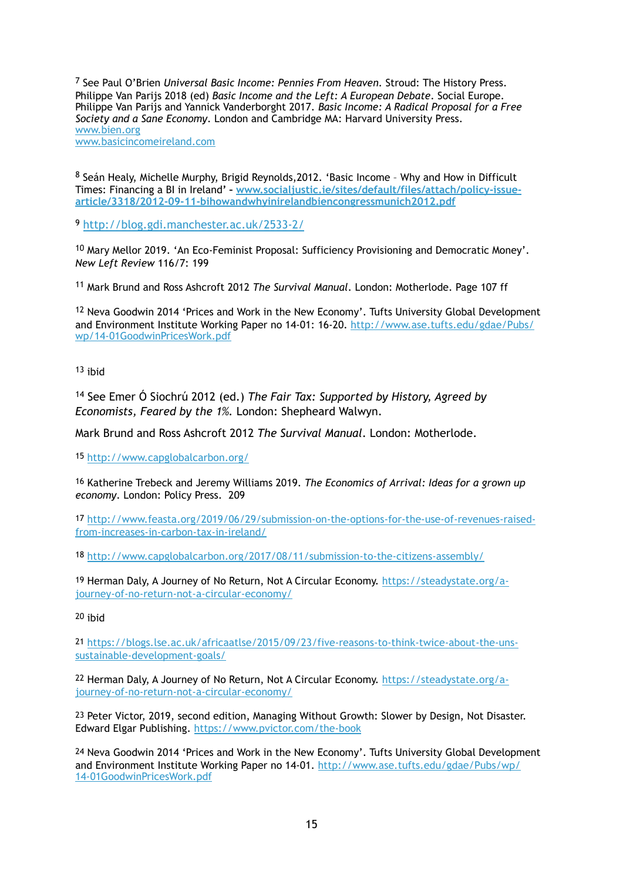[7] See Paul O'Brien *Universal Basic Income: Pennies From Heaven*. Stroud: The History Press. Philippe Van Parijs 2018 (ed) *Basic Income and the Left: A European Debate*. Social Europe. Philippe Van Parijs and Yannick Vanderborght 2017. *Basic Income: A Radical Proposal for a Free Society and a Sane Economy*. London and Cambridge MA: Harvard University Press.
www.bien.org
www.basicincomeireland.com

[8] Seán Healy, Michelle Murphy, Brigid Reynolds,2012. 'Basic Income – Why and How in Difficult Times: Financing a BI in Ireland' - **www.socialjustic.ie/sites/default/files/attach/policy-issue-article/3318/2012-09-11-bihowandwhyinirelandbiencongressmunich2012.pdf**

[9] http://blog.gdi.manchester.ac.uk/2533-2/

[10] Mary Mellor 2019. 'An Eco-Feminist Proposal: Sufficiency Provisioning and Democratic Money'. *New Left Review* 116/7: 199

[11] Mark Brund and Ross Ashcroft 2012 *The Survival Manual*. London: Motherlode. Page 107 ff

[12] Neva Goodwin 2014 'Prices and Work in the New Economy'. Tufts University Global Development and Environment Institute Working Paper no 14-01: 16-20. http://www.ase.tufts.edu/gdae/Pubs/wp/14-01GoodwinPricesWork.pdf

[13] ibid

[14] See Emer Ó Siochrú 2012 (ed.) *The Fair Tax: Supported by History, Agreed by Economists, Feared by the 1%.* London: Shepheard Walwyn.

Mark Brund and Ross Ashcroft 2012 *The Survival Manual*. London: Motherlode.

[15] http://www.capglobalcarbon.org/

[16] Katherine Trebeck and Jeremy Williams 2019. *The Economics of Arrival: Ideas for a grown up economy*. London: Policy Press. 209

[17] http://www.feasta.org/2019/06/29/submission-on-the-options-for-the-use-of-revenues-raised-from-increases-in-carbon-tax-in-ireland/

[18] http://www.capglobalcarbon.org/2017/08/11/submission-to-the-citizens-assembly/

[19] Herman Daly, A Journey of No Return, Not A Circular Economy. https://steadystate.org/a-journey-of-no-return-not-a-circular-economy/

[20] ibid

[21] https://blogs.lse.ac.uk/africaatlse/2015/09/23/five-reasons-to-think-twice-about-the-uns-sustainable-development-goals/

[22] Herman Daly, A Journey of No Return, Not A Circular Economy. https://steadystate.org/a-journey-of-no-return-not-a-circular-economy/

[23] Peter Victor, 2019, second edition, Managing Without Growth: Slower by Design, Not Disaster. Edward Elgar Publishing. https://www.pvictor.com/the-book

[24] Neva Goodwin 2014 'Prices and Work in the New Economy'. Tufts University Global Development and Environment Institute Working Paper no 14-01. http://www.ase.tufts.edu/gdae/Pubs/wp/14-01GoodwinPricesWork.pdf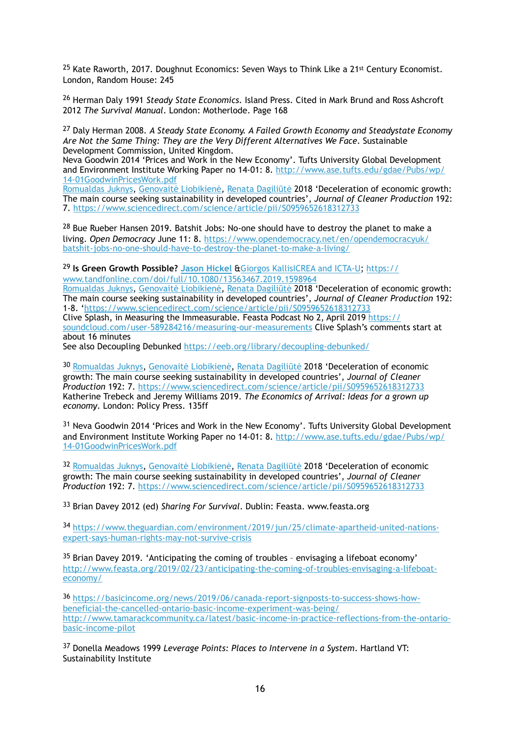[25] Kate Raworth, 2017. Doughnut Economics: Seven Ways to Think Like a 21[st] Century Economist. London, Random House: 245

[26] Herman Daly 1991 *Steady State Economics*. Island Press. Cited in Mark Brund and Ross Ashcroft 2012 *The Survival Manual*. London: Motherlode. Page 168

[27] Daly Herman 2008. *A Steady State Economy. A Failed Growth Economy and Steadystate Economy Are Not the Same Thing: They are the Very Different Alternatives We Face*. Sustainable Development Commission, United Kingdom.
Neva Goodwin 2014 'Prices and Work in the New Economy'. Tufts University Global Development and Environment Institute Working Paper no 14-01: 8. http://www.ase.tufts.edu/gdae/Pubs/wp/14-01GoodwinPricesWork.pdf
Romualdas Juknys, Genovaitė Liobikienė, Renata Dagiliūtė 2018 'Deceleration of economic growth: The main course seeking sustainability in developed countries', *Journal of Cleaner Production* 192: 7. https://www.sciencedirect.com/science/article/pii/S0959652618312733

[28] Bue Rueber Hansen 2019. Batshit Jobs: No-one should have to destroy the planet to make a living. *Open Democracy* June 11: 8. https://www.opendemocracy.net/en/opendemocracyuk/batshit-jobs-no-one-should-have-to-destroy-the-planet-to-make-a-living/

[29] **Is Green Growth Possible? Jason Hickel** &Giorgos KallisICREA and ICTA-U; https://www.tandfonline.com/doi/full/10.1080/13563467.2019.1598964
Romualdas Juknys, Genovaitė Liobikienė, Renata Dagiliūtė 2018 'Deceleration of economic growth: The main course seeking sustainability in developed countries', *Journal of Cleaner Production* 192: 1-8. 'https://www.sciencedirect.com/science/article/pii/S0959652618312733
Clive Splash, in Measuring the Immeasurable. Feasta Podcast No 2, April 2019 https://soundcloud.com/user-589284216/measuring-our-measurements Clive Splash's comments start at about 16 minutes
See also Decoupling Debunked https://eeb.org/library/decoupling-debunked/

[30] Romualdas Juknys, Genovaitė Liobikienė, Renata Dagiliūtė 2018 'Deceleration of economic growth: The main course seeking sustainability in developed countries', *Journal of Cleaner Production* 192: 7. https://www.sciencedirect.com/science/article/pii/S0959652618312733
Katherine Trebeck and Jeremy Williams 2019. *The Economics of Arrival: Ideas for a grown up economy*. London: Policy Press. 135ff

[31] Neva Goodwin 2014 'Prices and Work in the New Economy'. Tufts University Global Development and Environment Institute Working Paper no 14-01: 8. http://www.ase.tufts.edu/gdae/Pubs/wp/14-01GoodwinPricesWork.pdf

[32] Romualdas Juknys, Genovaitė Liobikienė, Renata Dagiliūtė 2018 'Deceleration of economic growth: The main course seeking sustainability in developed countries', *Journal of Cleaner Production* 192: 7. https://www.sciencedirect.com/science/article/pii/S0959652618312733

[33] Brian Davey 2012 (ed) *Sharing For Survival*. Dublin: Feasta. www.feasta.org

[34] https://www.theguardian.com/environment/2019/jun/25/climate-apartheid-united-nations-expert-says-human-rights-may-not-survive-crisis

[35] Brian Davey 2019. 'Anticipating the coming of troubles – envisaging a lifeboat economy' http://www.feasta.org/2019/02/23/anticipating-the-coming-of-troubles-envisaging-a-lifeboat-economy/

[36] https://basicincome.org/news/2019/06/canada-report-signposts-to-success-shows-how-beneficial-the-cancelled-ontario-basic-income-experiment-was-being/
http://www.tamarackcommunity.ca/latest/basic-income-in-practice-reflections-from-the-ontario-basic-income-pilot

[37] Donella Meadows 1999 *Leverage Points: Places to Intervene in a System*. Hartland VT: Sustainability Institute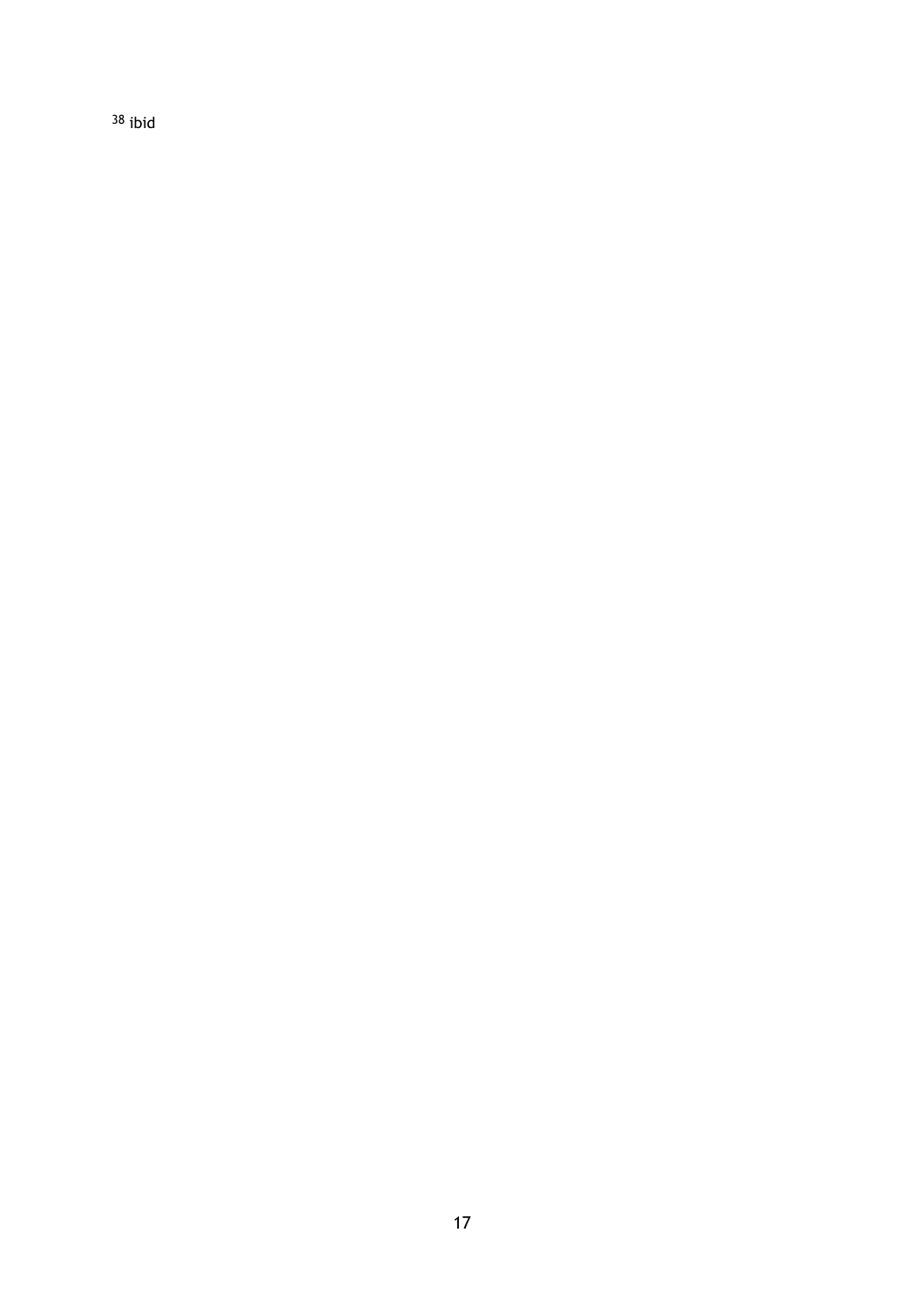[38] ibid